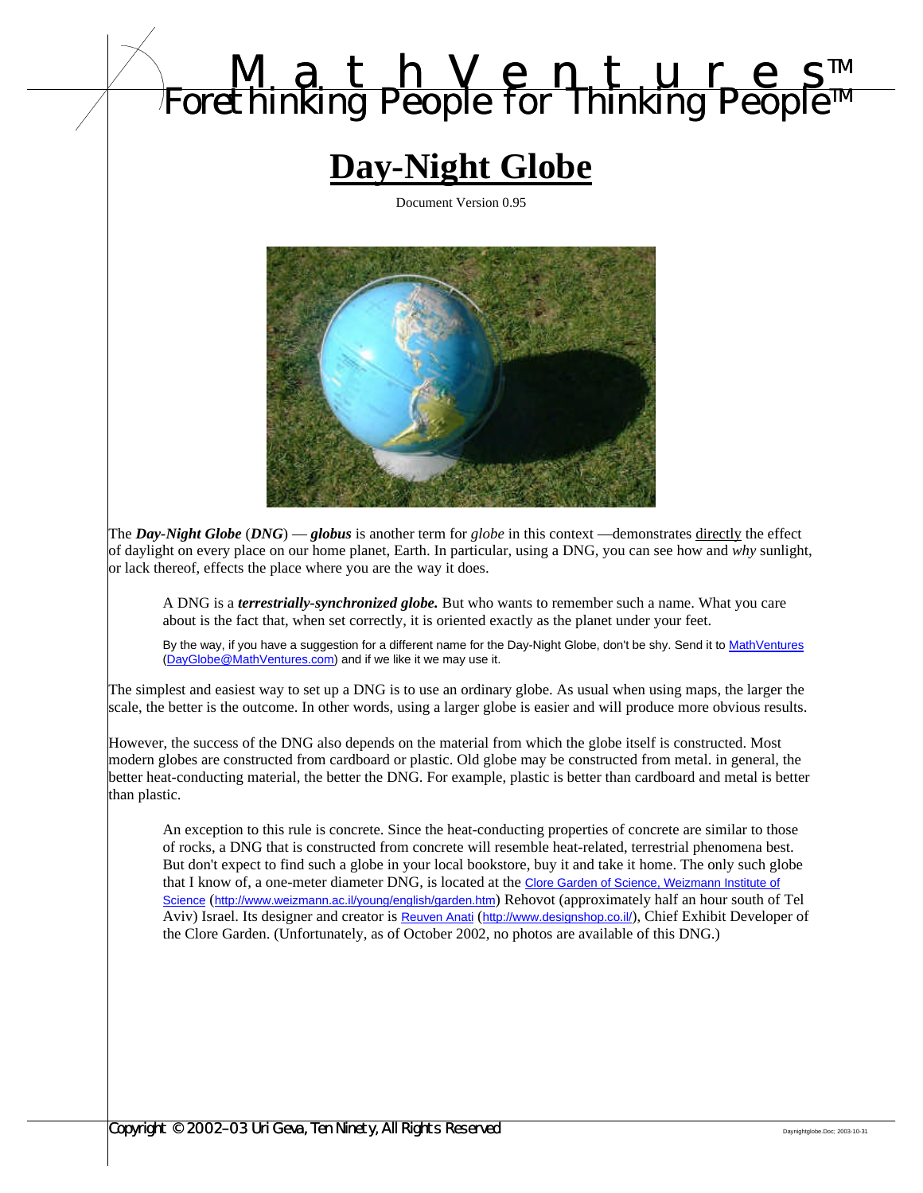MathVentures™
Forethinking People for Thinking People™

# Day-Night Globe

Document Version 0.95

The ***Day-Night Globe*** (***DNG***) — ***globus*** is another term for *globe* in this context —demonstrates directly the effect of daylight on every place on our home planet, Earth. In particular, using a DNG, you can see how and *why* sunlight, or lack thereof, effects the place where you are the way it does.

> A DNG is a ***terrestrially-synchronized globe.*** But who wants to remember such a name. What you care about is the fact that, when set correctly, it is oriented exactly as the planet under your feet.
>
> By the way, if you have a suggestion for a different name for the Day-Night Globe, don't be shy. Send it to MathVentures (DayGlobe@MathVentures.com) and if we like it we may use it.

The simplest and easiest way to set up a DNG is to use an ordinary globe. As usual when using maps, the larger the scale, the better is the outcome. In other words, using a larger globe is easier and will produce more obvious results.

However, the success of the DNG also depends on the material from which the globe itself is constructed. Most modern globes are constructed from cardboard or plastic. Old globe may be constructed from metal. in general, the better heat-conducting material, the better the DNG. For example, plastic is better than cardboard and metal is better than plastic.

> An exception to this rule is concrete. Since the heat-conducting properties of concrete are similar to those of rocks, a DNG that is constructed from concrete will resemble heat-related, terrestrial phenomena best. But don't expect to find such a globe in your local bookstore, buy it and take it home. The only such globe that I know of, a one-meter diameter DNG, is located at the Clore Garden of Science, Weizmann Institute of Science (http://www.weizmann.ac.il/young/english/garden.htm) Rehovot (approximately half an hour south of Tel Aviv) Israel. Its designer and creator is Reuven Anati (http://www.designshop.co.il/), Chief Exhibit Developer of the Clore Garden. (Unfortunately, as of October 2002, no photos are available of this DNG.)

Copyright © 2002–03 Uri Geva, Ten Ninety, All Rights Reserved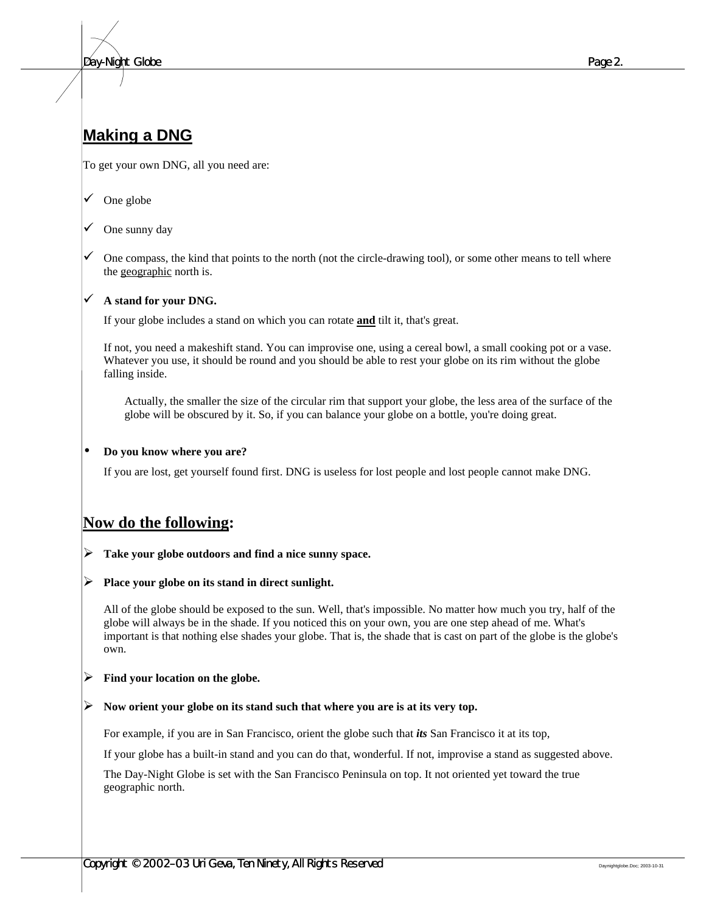## Making a DNG

To get your own DNG, all you need are:

- ✓ One globe
- ✓ One sunny day
- ✓ One compass, the kind that points to the north (not the circle-drawing tool), or some other means to tell where the geographic north is.
- ✓ **A stand for your DNG.**

  If your globe includes a stand on which you can rotate **and** tilt it, that's great.

  If not, you need a makeshift stand. You can improvise one, using a cereal bowl, a small cooking pot or a vase. Whatever you use, it should be round and you should be able to rest your globe on its rim without the globe falling inside.

  > Actually, the smaller the size of the circular rim that support your globe, the less area of the surface of the globe will be obscured by it. So, if you can balance your globe on a bottle, you're doing great.

- **Do you know where you are?**

  If you are lost, get yourself found first. DNG is useless for lost people and lost people cannot make DNG.

## Now do the following:

- ➢ **Take your globe outdoors and find a nice sunny space.**
- ➢ **Place your globe on its stand in direct sunlight.**

  All of the globe should be exposed to the sun. Well, that's impossible. No matter how much you try, half of the globe will always be in the shade. If you noticed this on your own, you are one step ahead of me. What's important is that nothing else shades your globe. That is, the shade that is cast on part of the globe is the globe's own.

- ➢ **Find your location on the globe.**
- ➢ **Now orient your globe on its stand such that where you are is at its very top.**

  For example, if you are in San Francisco, orient the globe such that ***its*** San Francisco it at its top,

  If your globe has a built-in stand and you can do that, wonderful. If not, improvise a stand as suggested above.

  The Day-Night Globe is set with the San Francisco Peninsula on top. It not oriented yet toward the true geographic north.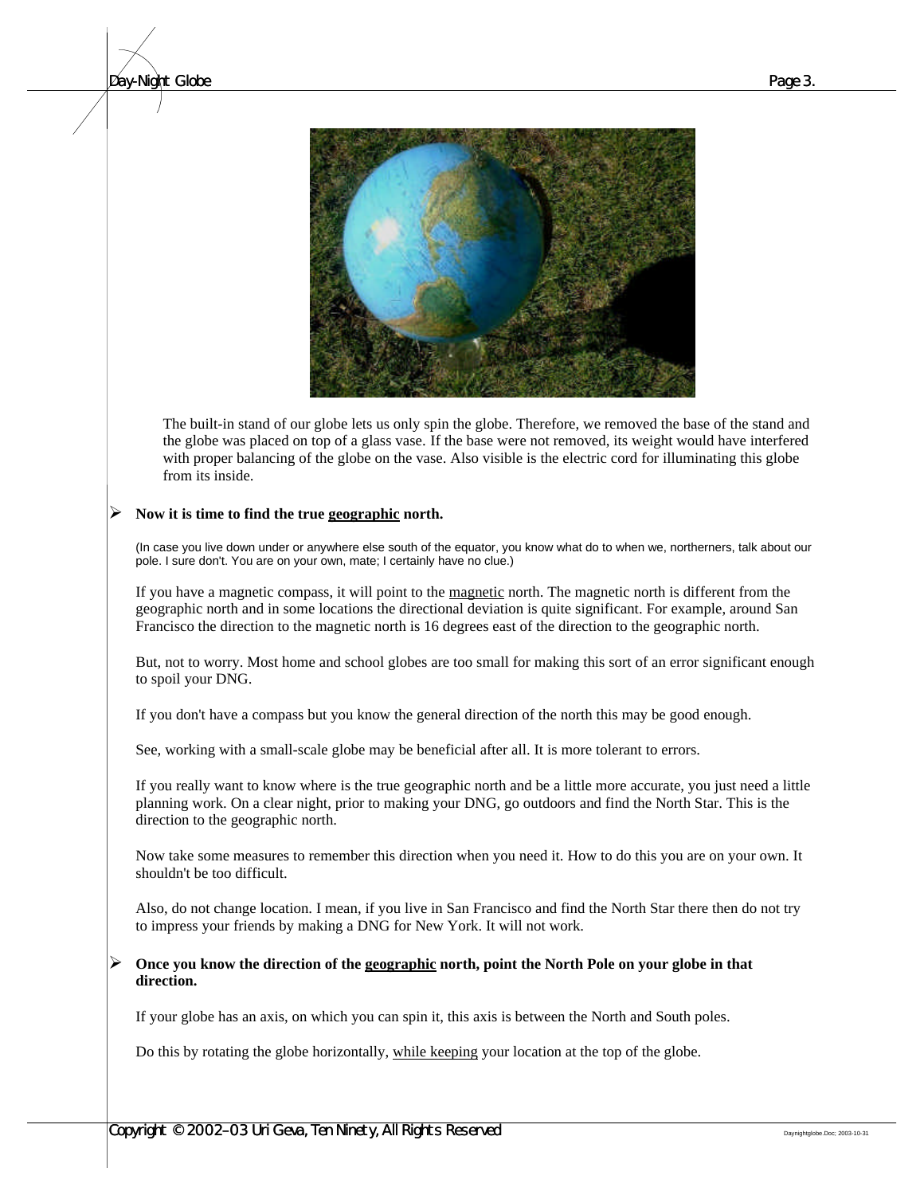The built-in stand of our globe lets us only spin the globe. Therefore, we removed the base of the stand and the globe was placed on top of a glass vase. If the base were not removed, its weight would have interfered with proper balancing of the globe on the vase. Also visible is the electric cord for illuminating this globe from its inside.

- **Now it is time to find the true geographic north.**

(In case you live down under or anywhere else south of the equator, you know what do to when we, northerners, talk about our pole. I sure don't. You are on your own, mate; I certainly have no clue.)

If you have a magnetic compass, it will point to the magnetic north. The magnetic north is different from the geographic north and in some locations the directional deviation is quite significant. For example, around San Francisco the direction to the magnetic north is 16 degrees east of the direction to the geographic north.

But, not to worry. Most home and school globes are too small for making this sort of an error significant enough to spoil your DNG.

If you don't have a compass but you know the general direction of the north this may be good enough.

See, working with a small-scale globe may be beneficial after all. It is more tolerant to errors.

If you really want to know where is the true geographic north and be a little more accurate, you just need a little planning work. On a clear night, prior to making your DNG, go outdoors and find the North Star. This is the direction to the geographic north.

Now take some measures to remember this direction when you need it. How to do this you are on your own. It shouldn't be too difficult.

Also, do not change location. I mean, if you live in San Francisco and find the North Star there then do not try to impress your friends by making a DNG for New York. It will not work.

- **Once you know the direction of the geographic north, point the North Pole on your globe in that direction.**

If your globe has an axis, on which you can spin it, this axis is between the North and South poles.

Do this by rotating the globe horizontally, while keeping your location at the top of the globe.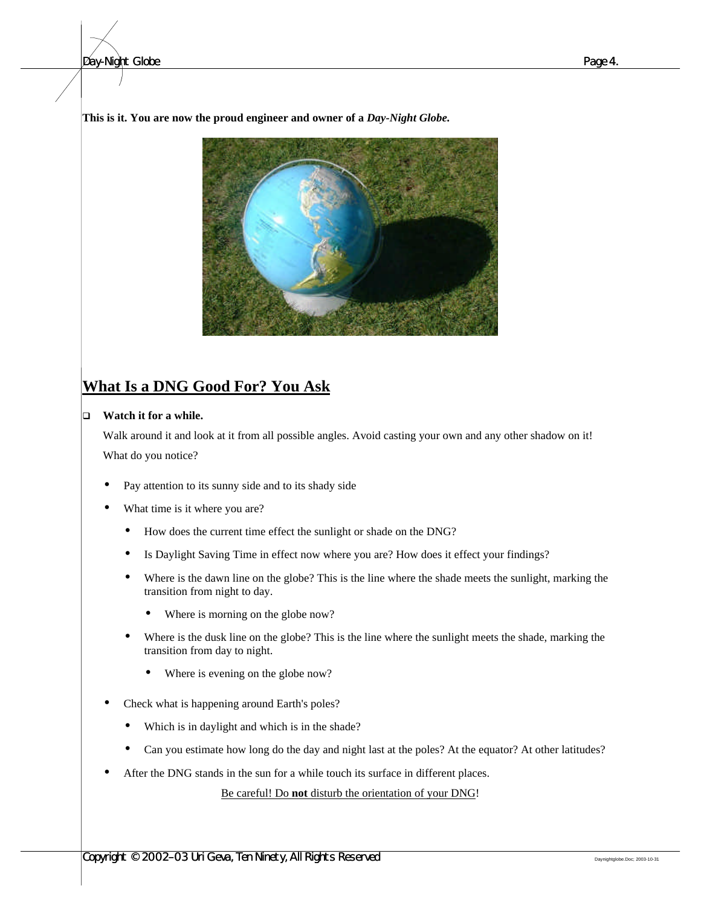**This is it. You are now the proud engineer and owner of a *Day-Night Globe.***

## What Is a DNG Good For? You Ask

- **Watch it for a while.**

  Walk around it and look at it from all possible angles. Avoid casting your own and any other shadow on it!

  What do you notice?

  - Pay attention to its sunny side and to its shady side
  - What time is it where you are?
    - How does the current time effect the sunlight or shade on the DNG?
    - Is Daylight Saving Time in effect now where you are? How does it effect your findings?
    - Where is the dawn line on the globe? This is the line where the shade meets the sunlight, marking the transition from night to day.
      - Where is morning on the globe now?
    - Where is the dusk line on the globe? This is the line where the sunlight meets the shade, marking the transition from day to night.
      - Where is evening on the globe now?
  - Check what is happening around Earth's poles?
    - Which is in daylight and which is in the shade?
    - Can you estimate how long do the day and night last at the poles? At the equator? At other latitudes?
  - After the DNG stands in the sun for a while touch its surface in different places.

  <u>Be careful! Do **not** disturb the orientation of your DNG</u>!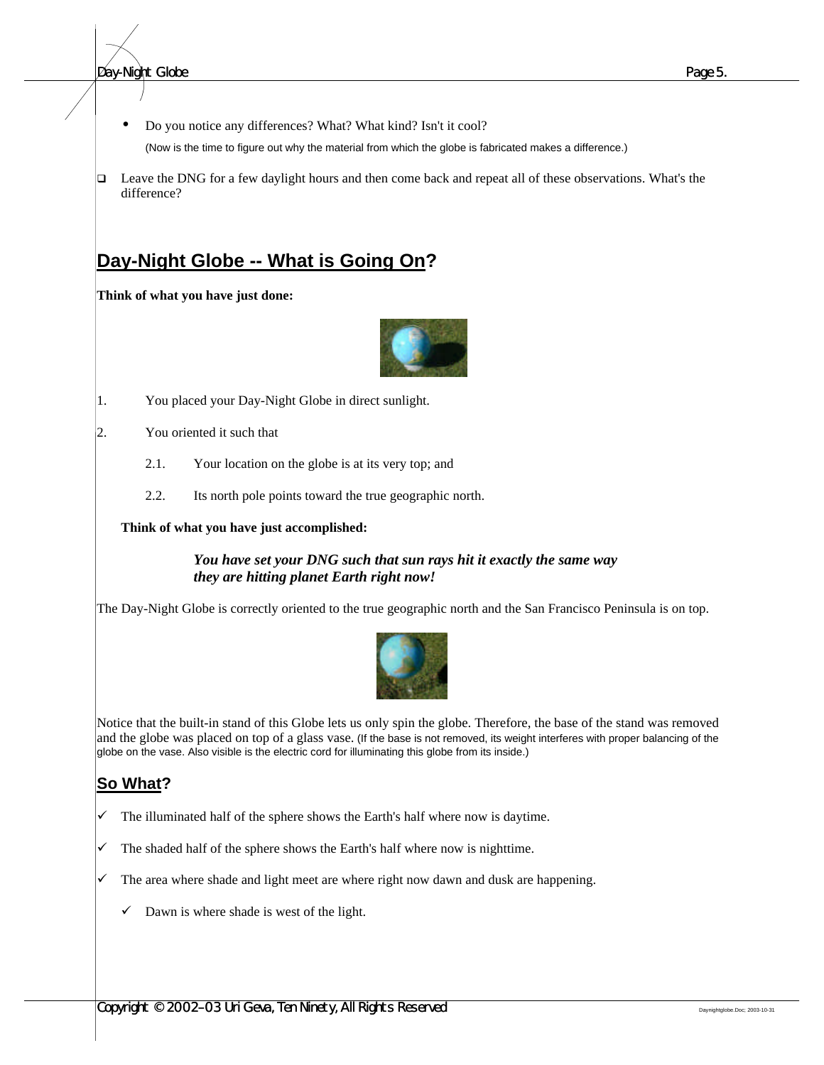- Do you notice any differences? What? What kind? Isn't it cool?

  (Now is the time to figure out why the material from which the globe is fabricated makes a difference.)

- [ ] Leave the DNG for a few daylight hours and then come back and repeat all of these observations. What's the difference?

## Day-Night Globe -- What is Going On?

**Think of what you have just done:**

1. You placed your Day-Night Globe in direct sunlight.
2. You oriented it such that

   2.1. Your location on the globe is at its very top; and

   2.2. Its north pole points toward the true geographic north.

**Think of what you have just accomplished:**

> ***You have set your DNG such that sun rays hit it exactly the same way they are hitting planet Earth right now!***

The Day-Night Globe is correctly oriented to the true geographic north and the San Francisco Peninsula is on top.

Notice that the built-in stand of this Globe lets us only spin the globe. Therefore, the base of the stand was removed and the globe was placed on top of a glass vase. (If the base is not removed, its weight interferes with proper balancing of the globe on the vase. Also visible is the electric cord for illuminating this globe from its inside.)

## So What?

- ✓ The illuminated half of the sphere shows the Earth's half where now is daytime.
- ✓ The shaded half of the sphere shows the Earth's half where now is nighttime.
- ✓ The area where shade and light meet are where right now dawn and dusk are happening.
  - ✓ Dawn is where shade is west of the light.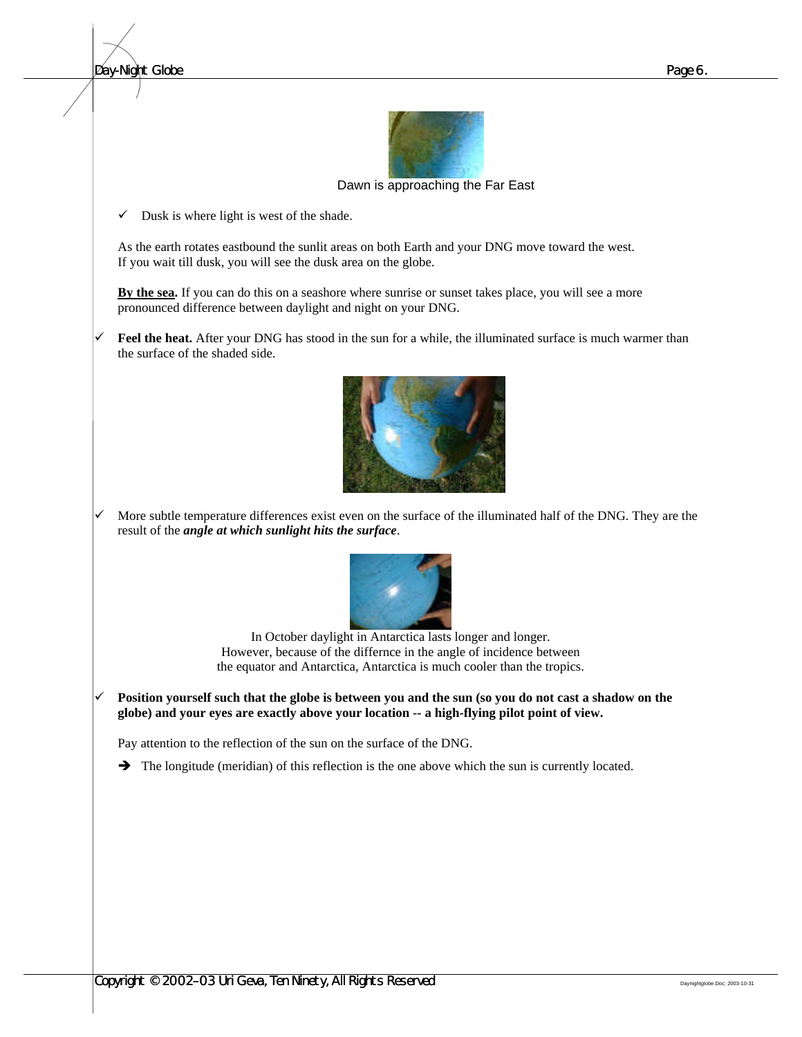Dawn is approaching the Far East

- ✓ Dusk is where light is west of the shade.

As the earth rotates eastbound the sunlit areas on both Earth and your DNG move toward the west. If you wait till dusk, you will see the dusk area on the globe.

**By the sea.** If you can do this on a seashore where sunrise or sunset takes place, you will see a more pronounced difference between daylight and night on your DNG.

- ✓ **Feel the heat.** After your DNG has stood in the sun for a while, the illuminated surface is much warmer than the surface of the shaded side.

- ✓ More subtle temperature differences exist even on the surface of the illuminated half of the DNG. They are the result of the ***angle at which sunlight hits the surface***.

In October daylight in Antarctica lasts longer and longer.
However, because of the differnce in the angle of incidence between the equator and Antarctica, Antarctica is much cooler than the tropics.

- ✓ **Position yourself such that the globe is between you and the sun (so you do not cast a shadow on the globe) and your eyes are exactly above your location -- a high-flying pilot point of view.**

Pay attention to the reflection of the sun on the surface of the DNG.

➔ The longitude (meridian) of this reflection is the one above which the sun is currently located.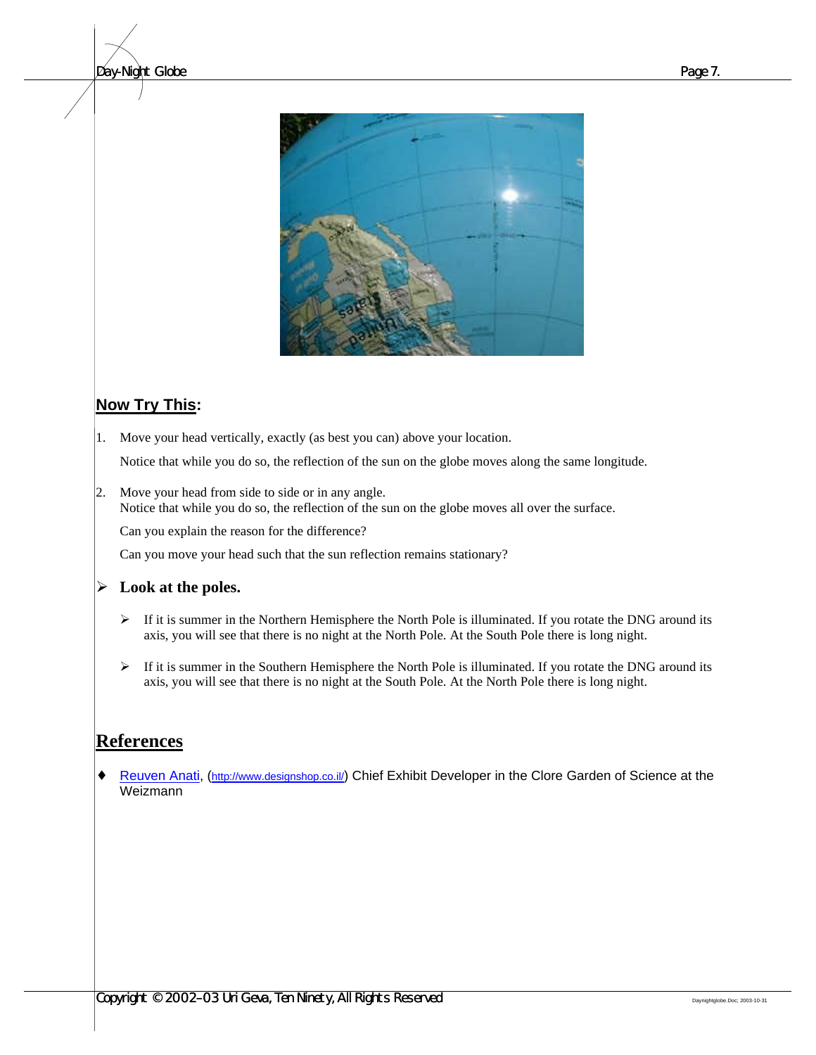## Now Try This:

1. Move your head vertically, exactly (as best you can) above your location.

   Notice that while you do so, the reflection of the sun on the globe moves along the same longitude.

2. Move your head from side to side or in any angle.
   Notice that while you do so, the reflection of the sun on the globe moves all over the surface.

   Can you explain the reason for the difference?

   Can you move your head such that the sun reflection remains stationary?

- **Look at the poles.**
  - If it is summer in the Northern Hemisphere the North Pole is illuminated. If you rotate the DNG around its axis, you will see that there is no night at the North Pole. At the South Pole there is long night.
  - If it is summer in the Southern Hemisphere the North Pole is illuminated. If you rotate the DNG around its axis, you will see that there is no night at the South Pole. At the North Pole there is long night.

## References

- Reuven Anati, (http://www.designshop.co.il/) Chief Exhibit Developer in the Clore Garden of Science at the Weizmann